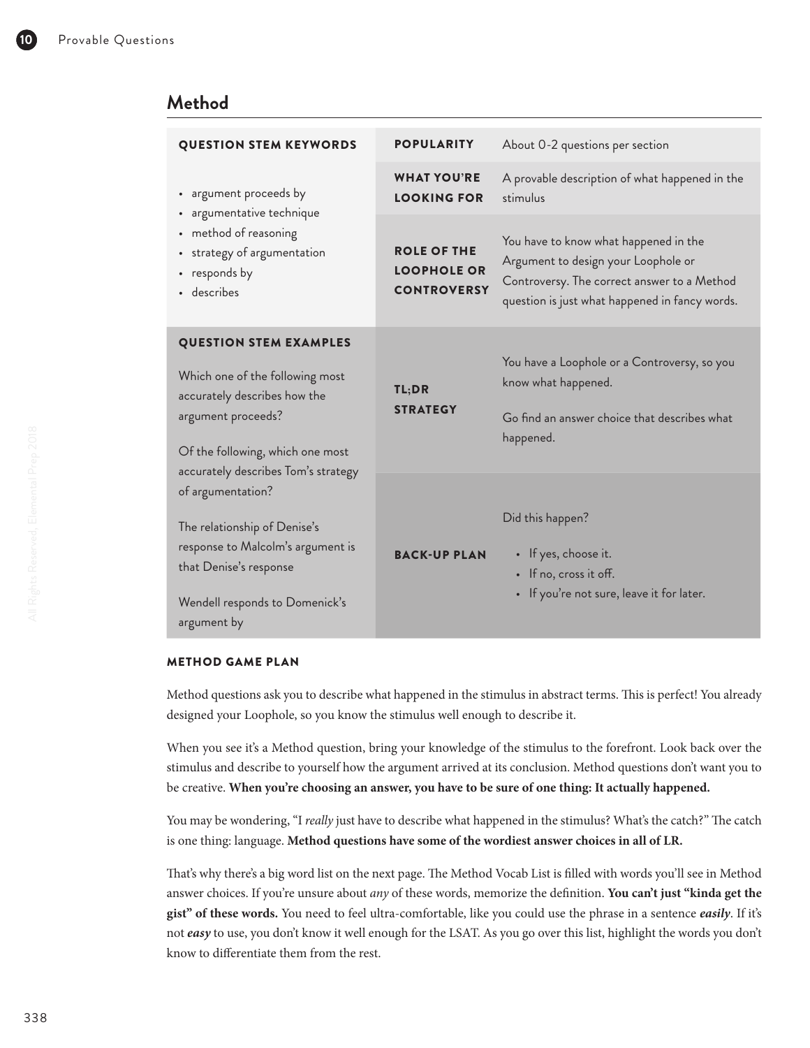## Method

| QUESTION STEM KEYWORDS | POPULARITY | About 0-2 questions per section |
|---|---|---|
| • argument proceeds by<br>• argumentative technique<br>• method of reasoning<br>• strategy of argumentation<br>• responds by<br>• describes | WHAT YOU'RE LOOKING FOR | A provable description of what happened in the stimulus |
| | ROLE OF THE LOOPHOLE OR CONTROVERSY | You have to know what happened in the Argument to design your Loophole or Controversy. The correct answer to a Method question is just what happened in fancy words. |
| **QUESTION STEM EXAMPLES**<br><br>Which one of the following most accurately describes how the argument proceeds?<br><br>Of the following, which one most accurately describes Tom's strategy of argumentation?<br><br>The relationship of Denise's response to Malcolm's argument is that Denise's response<br><br>Wendell responds to Domenick's argument by | TL;DR STRATEGY | You have a Loophole or a Controversy, so you know what happened.<br><br>Go find an answer choice that describes what happened. |
| | BACK-UP PLAN | Did this happen?<br>• If yes, choose it.<br>• If no, cross it off.<br>• If you're not sure, leave it for later. |

### METHOD GAME PLAN

Method questions ask you to describe what happened in the stimulus in abstract terms. This is perfect! You already designed your Loophole, so you know the stimulus well enough to describe it.

When you see it's a Method question, bring your knowledge of the stimulus to the forefront. Look back over the stimulus and describe to yourself how the argument arrived at its conclusion. Method questions don't want you to be creative. **When you're choosing an answer, you have to be sure of one thing: It actually happened.**

You may be wondering, "I *really* just have to describe what happened in the stimulus? What's the catch?" The catch is one thing: language. **Method questions have some of the wordiest answer choices in all of LR.**

That's why there's a big word list on the next page. The Method Vocab List is filled with words you'll see in Method answer choices. If you're unsure about *any* of these words, memorize the definition. **You can't just "kinda get the gist" of these words.** You need to feel ultra-comfortable, like you could use the phrase in a sentence ***easily***. If it's not ***easy*** to use, you don't know it well enough for the LSAT. As you go over this list, highlight the words you don't know to differentiate them from the rest.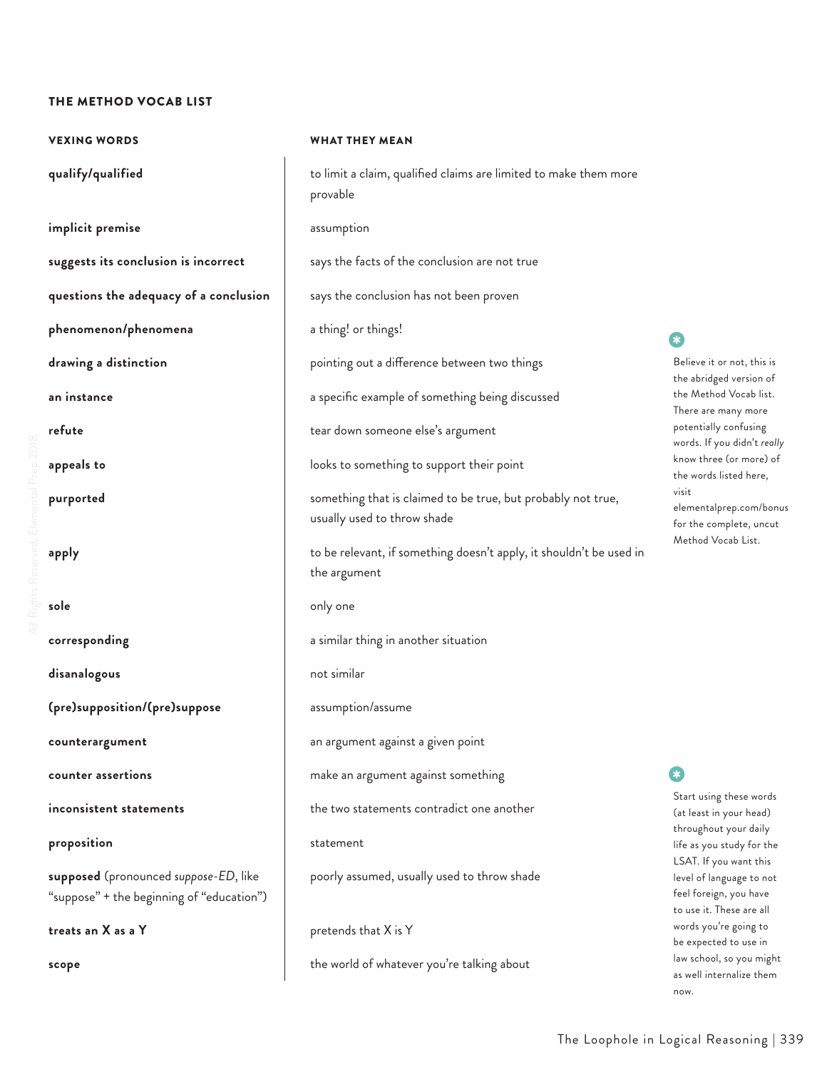### THE METHOD VOCAB LIST

| VEXING WORDS | WHAT THEY MEAN |
|---|---|
| **qualify/qualified** | to limit a claim, qualified claims are limited to make them more provable |
| **implicit premise** | assumption |
| **suggests its conclusion is incorrect** | says the facts of the conclusion are not true |
| **questions the adequacy of a conclusion** | says the conclusion has not been proven |
| **phenomenon/phenomena** | a thing! or things! |
| **drawing a distinction** | pointing out a difference between two things |
| **an instance** | a specific example of something being discussed |
| **refute** | tear down someone else's argument |
| **appeals to** | looks to something to support their point |
| **purported** | something that is claimed to be true, but probably not true, usually used to throw shade |
| **apply** | to be relevant, if something doesn't apply, it shouldn't be used in the argument |
| **sole** | only one |
| **corresponding** | a similar thing in another situation |
| **disanalogous** | not similar |
| **(pre)supposition/(pre)suppose** | assumption/assume |
| **counterargument** | an argument against a given point |
| **counter assertions** | make an argument against something |
| **inconsistent statements** | the two statements contradict one another |
| **proposition** | statement |
| **supposed** (pronounced *suppose-ED*, like "suppose" + the beginning of "education") | poorly assumed, usually used to throw shade |
| **treats an X as a Y** | pretends that X is Y |
| **scope** | the world of whatever you're talking about |

Believe it or not, this is the abridged version of the Method Vocab list. There are many more potentially confusing words. If you didn't *really* know three (or more) of the words listed here, visit elementalprep.com/bonus for the complete, uncut Method Vocab List.

Start using these words (at least in your head) throughout your daily life as you study for the LSAT. If you want this level of language to not feel foreign, you have to use it. These are all words you're going to be expected to use in law school, so you might as well internalize them now.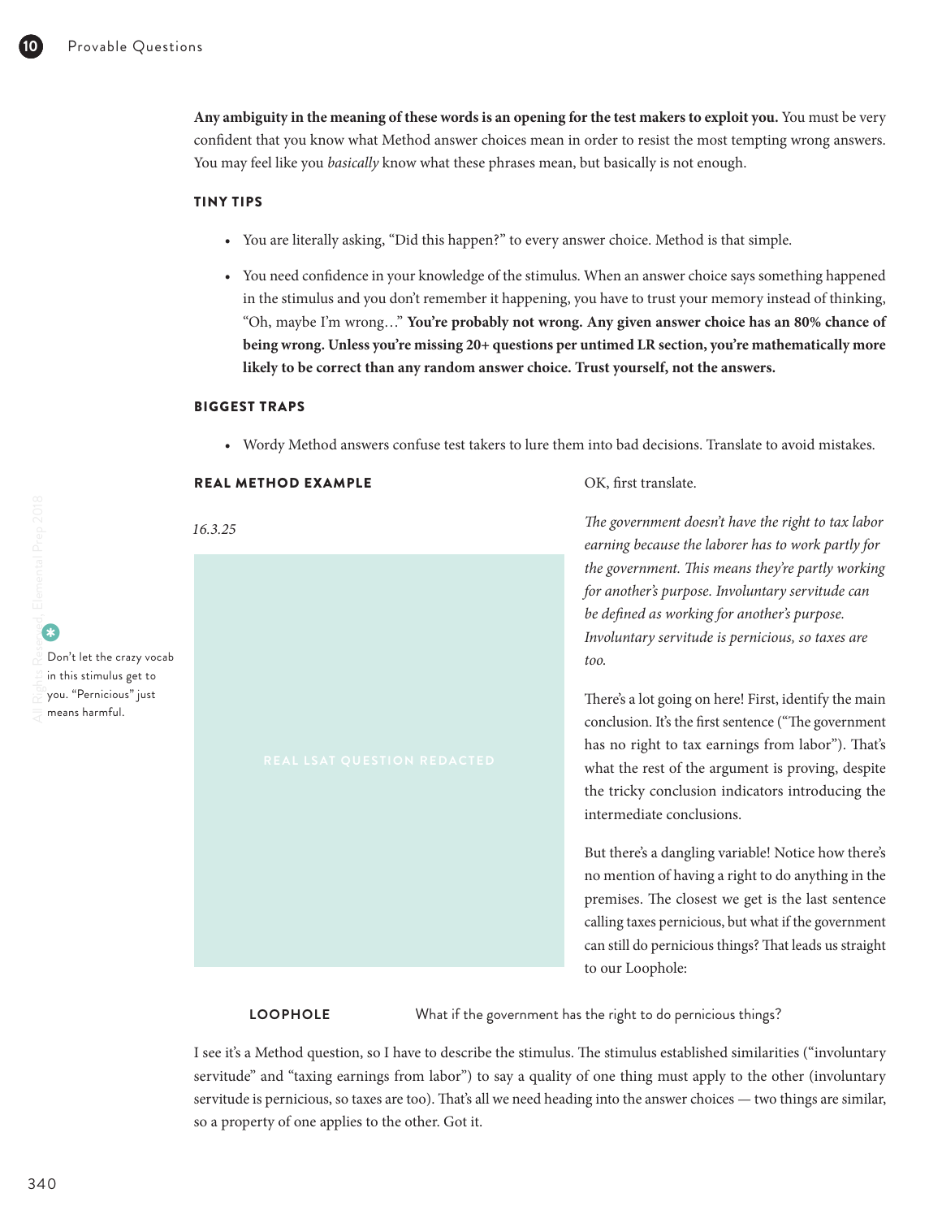**Any ambiguity in the meaning of these words is an opening for the test makers to exploit you.** You must be very confident that you know what Method answer choices mean in order to resist the most tempting wrong answers. You may feel like you *basically* know what these phrases mean, but basically is not enough.

### TINY TIPS

- You are literally asking, "Did this happen?" to every answer choice. Method is that simple.
- You need confidence in your knowledge of the stimulus. When an answer choice says something happened in the stimulus and you don't remember it happening, you have to trust your memory instead of thinking, "Oh, maybe I'm wrong…" **You're probably not wrong. Any given answer choice has an 80% chance of being wrong. Unless you're missing 20+ questions per untimed LR section, you're mathematically more likely to be correct than any random answer choice. Trust yourself, not the answers.**

### BIGGEST TRAPS

- Wordy Method answers confuse test takers to lure them into bad decisions. Translate to avoid mistakes.

### REAL METHOD EXAMPLE

*16.3.25*

REAL LSAT QUESTION REDACTED

Don't let the crazy vocab in this stimulus get to you. "Pernicious" just means harmful.

OK, first translate.

*The government doesn't have the right to tax labor earning because the laborer has to work partly for the government. This means they're partly working for another's purpose. Involuntary servitude can be defined as working for another's purpose. Involuntary servitude is pernicious, so taxes are too.*

There's a lot going on here! First, identify the main conclusion. It's the first sentence ("The government has no right to tax earnings from labor"). That's what the rest of the argument is proving, despite the tricky conclusion indicators introducing the intermediate conclusions.

But there's a dangling variable! Notice how there's no mention of having a right to do anything in the premises. The closest we get is the last sentence calling taxes pernicious, but what if the government can still do pernicious things? That leads us straight to our Loophole:

**LOOPHOLE** What if the government has the right to do pernicious things?

I see it's a Method question, so I have to describe the stimulus. The stimulus established similarities ("involuntary servitude" and "taxing earnings from labor") to say a quality of one thing must apply to the other (involuntary servitude is pernicious, so taxes are too). That's all we need heading into the answer choices — two things are similar, so a property of one applies to the other. Got it.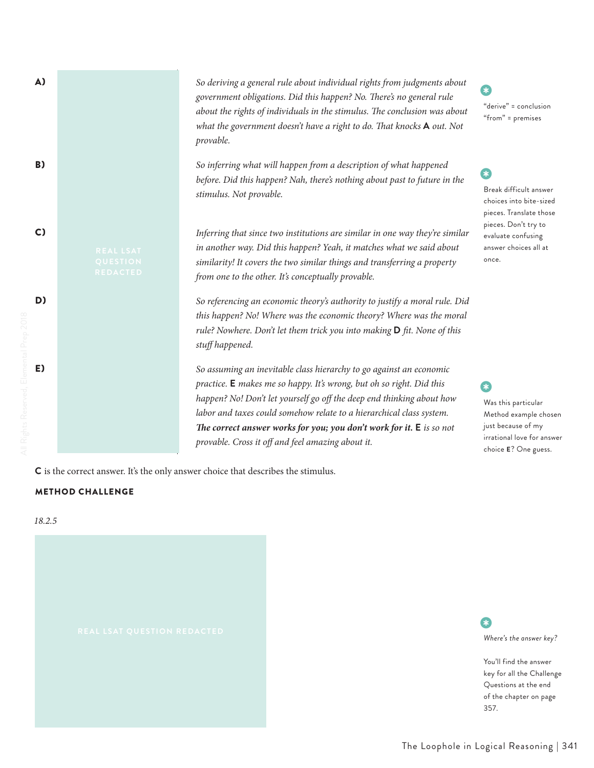**A)** REAL LSAT QUESTION REDACTED

*So deriving a general rule about individual rights from judgments about government obligations. Did this happen? No. There's no general rule about the rights of individuals in the stimulus. The conclusion was about what the government doesn't have a right to do. That knocks* **A** *out. Not provable.*

> "derive" = conclusion
> "from" = premises

**B)**

*So inferring what will happen from a description of what happened before. Did this happen? Nah, there's nothing about past to future in the stimulus. Not provable.*

> Break difficult answer choices into bite-sized pieces. Translate those pieces. Don't try to evaluate confusing answer choices all at once.

**C)**

*Inferring that since two institutions are similar in one way they're similar in another way. Did this happen? Yeah, it matches what we said about similarity! It covers the two similar things and transferring a property from one to the other. It's conceptually provable.*

**D)**

*So referencing an economic theory's authority to justify a moral rule. Did this happen? No! Where was the economic theory? Where was the moral rule? Nowhere. Don't let them trick you into making* **D** *fit. None of this stuff happened.*

**E)**

*So assuming an inevitable class hierarchy to go against an economic practice.* **E** *makes me so happy. It's wrong, but oh so right. Did this happen? No! Don't let yourself go off the deep end thinking about how labor and taxes could somehow relate to a hierarchical class system.* ***The correct answer works for you; you don't work for it.*** **E** *is so not provable. Cross it off and feel amazing about it.*

> Was this particular Method example chosen just because of my irrational love for answer choice **E**? One guess.

**C** is the correct answer. It's the only answer choice that describes the stimulus.

## METHOD CHALLENGE

*18.2.5*

REAL LSAT QUESTION REDACTED

> *Where's the answer key?*
>
> You'll find the answer key for all the Challenge Questions at the end of the chapter on page 357.